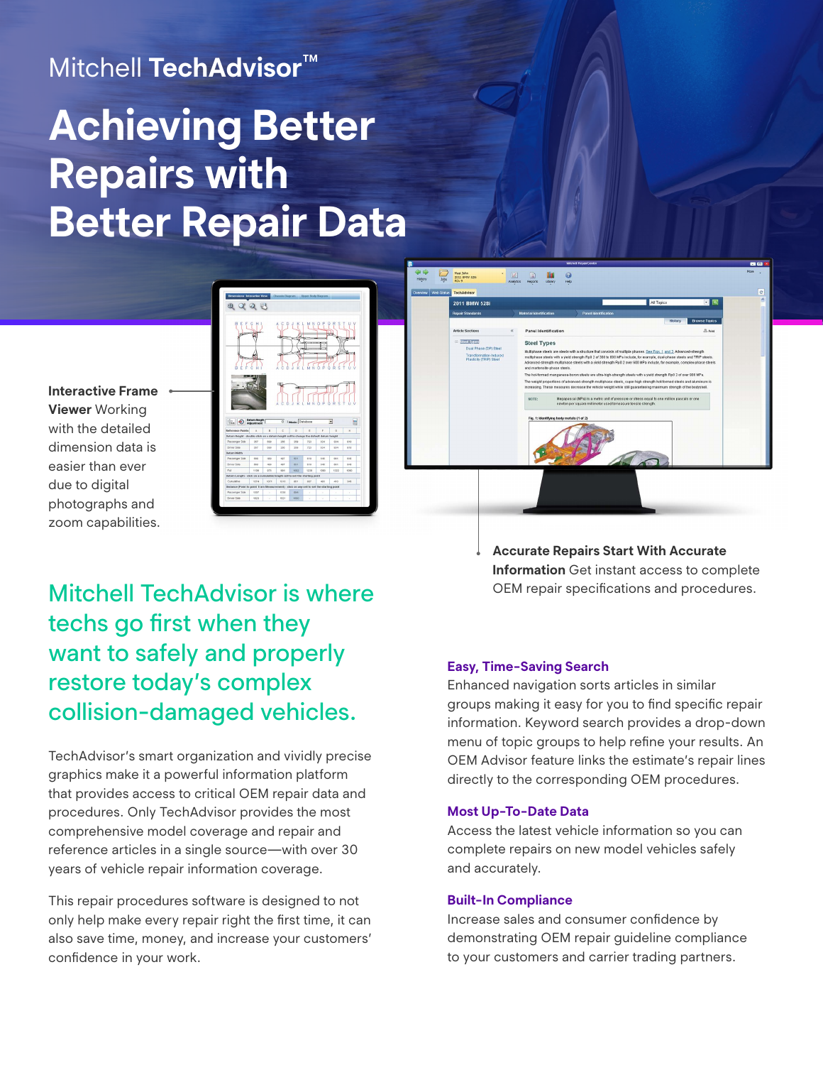Mitchell **TechAdvisor**™

# Achieving Better Repairs with Better Repair Data

**Interactive Frame Viewer** Working with the detailed dimension data is easier than ever due to digital photographs and zoom capabilities.

**Accurate Repairs Start With Accurate Information** Get instant access to complete OEM repair specifications and procedures.

## Mitchell TechAdvisor is where techs go first when they want to safely and properly restore today's complex collision-damaged vehicles.

TechAdvisor's smart organization and vividly precise graphics make it a powerful information platform that provides access to critical OEM repair data and procedures. Only TechAdvisor provides the most comprehensive model coverage and repair and reference articles in a single source—with over 30 years of vehicle repair information coverage.

This repair procedures software is designed to not only help make every repair right the first time, it can also save time, money, and increase your customers' confidence in your work.

### Easy, Time-Saving Search

Enhanced navigation sorts articles in similar groups making it easy for you to find specific repair information. Keyword search provides a drop-down menu of topic groups to help refine your results. An OEM Advisor feature links the estimate's repair lines directly to the corresponding OEM procedures.

### Most Up-To-Date Data

Access the latest vehicle information so you can complete repairs on new model vehicles safely and accurately.

### Built-In Compliance

Increase sales and consumer confidence by demonstrating OEM repair guideline compliance to your customers and carrier trading partners.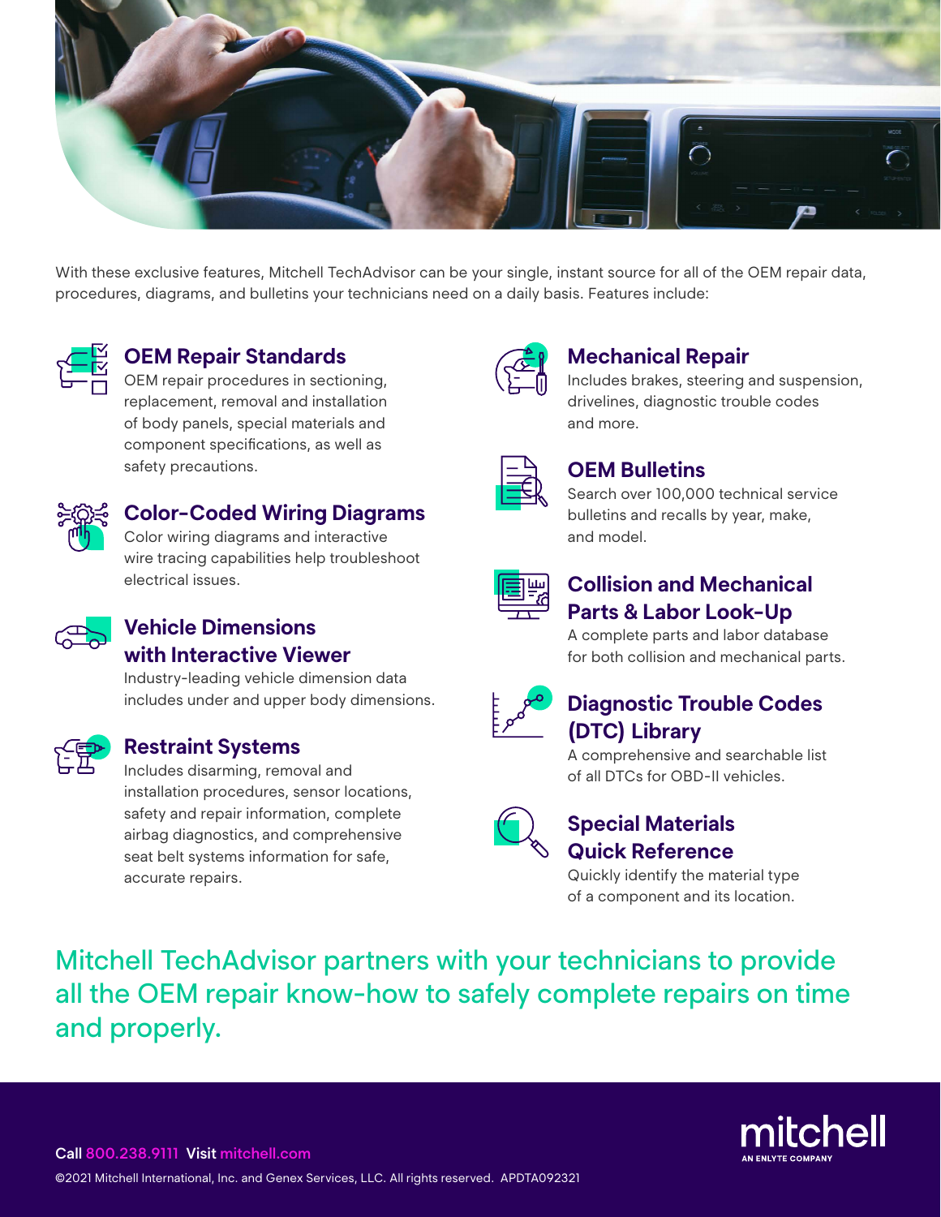With these exclusive features, Mitchell TechAdvisor can be your single, instant source for all of the OEM repair data, procedures, diagrams, and bulletins your technicians need on a daily basis. Features include:

### OEM Repair Standards

OEM repair procedures in sectioning, replacement, removal and installation of body panels, special materials and component specifications, as well as safety precautions.

### Color-Coded Wiring Diagrams

Color wiring diagrams and interactive wire tracing capabilities help troubleshoot electrical issues.

### Vehicle Dimensions with Interactive Viewer

Industry-leading vehicle dimension data includes under and upper body dimensions.

### Restraint Systems

Includes disarming, removal and installation procedures, sensor locations, safety and repair information, complete airbag diagnostics, and comprehensive seat belt systems information for safe, accurate repairs.

### Mechanical Repair

Includes brakes, steering and suspension, drivelines, diagnostic trouble codes and more.

### OEM Bulletins

Search over 100,000 technical service bulletins and recalls by year, make, and model.

### Collision and Mechanical Parts & Labor Look-Up

A complete parts and labor database for both collision and mechanical parts.

### Diagnostic Trouble Codes (DTC) Library

A comprehensive and searchable list of all DTCs for OBD-II vehicles.

### Special Materials Quick Reference

Quickly identify the material type of a component and its location.

## Mitchell TechAdvisor partners with your technicians to provide all the OEM repair know-how to safely complete repairs on time and properly.

**Call** 800.238.9111 **Visit** mitchell.com

mitchell
AN ENLYTE COMPANY

©2021 Mitchell International, Inc. and Genex Services, LLC. All rights reserved. APDTA092321